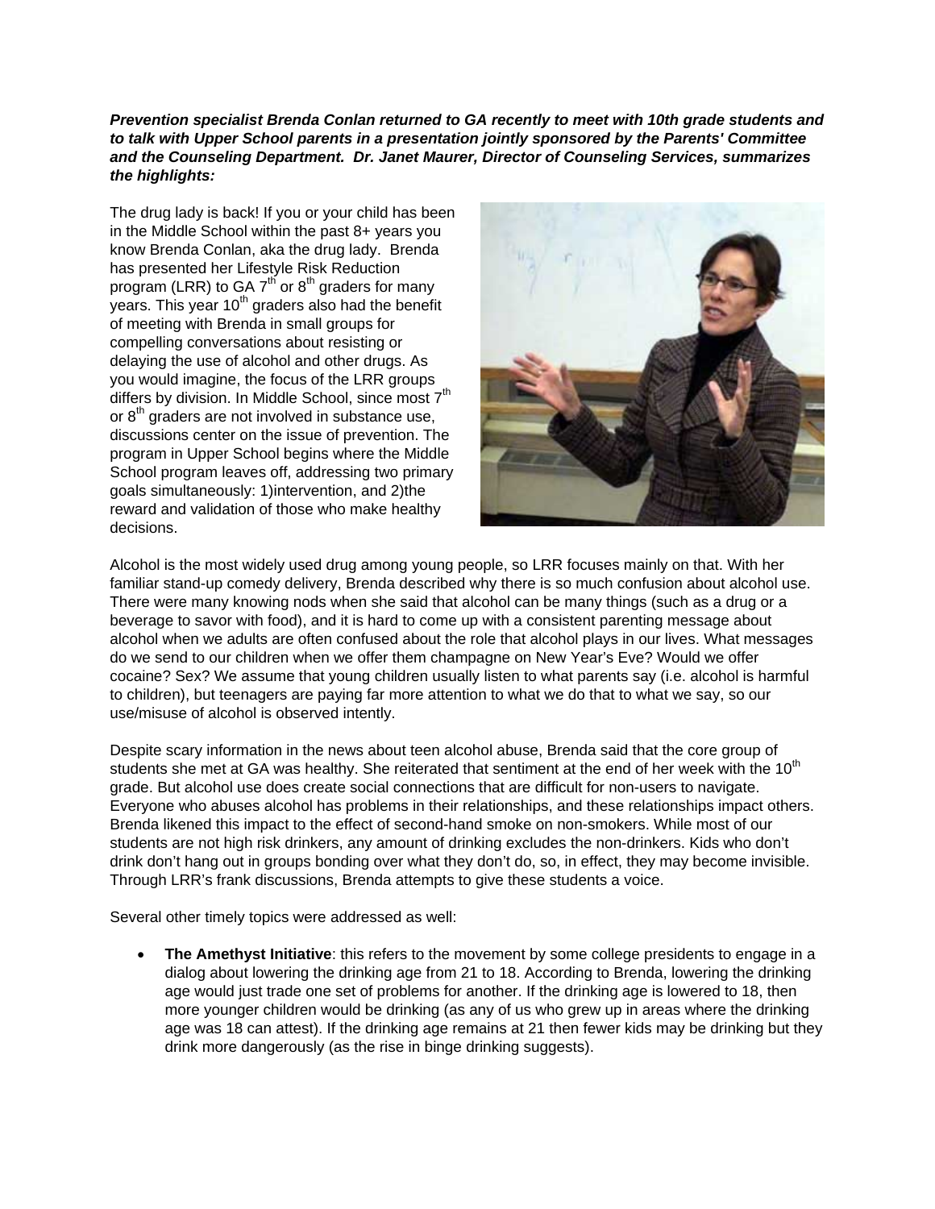***Prevention specialist Brenda Conlan returned to GA recently to meet with 10th grade students and to talk with Upper School parents in a presentation jointly sponsored by the Parents' Committee and the Counseling Department. Dr. Janet Maurer, Director of Counseling Services, summarizes the highlights:***

The drug lady is back! If you or your child has been in the Middle School within the past 8+ years you know Brenda Conlan, aka the drug lady. Brenda has presented her Lifestyle Risk Reduction program (LRR) to GA 7th or 8th graders for many years. This year 10th graders also had the benefit of meeting with Brenda in small groups for compelling conversations about resisting or delaying the use of alcohol and other drugs. As you would imagine, the focus of the LRR groups differs by division. In Middle School, since most 7th or 8th graders are not involved in substance use, discussions center on the issue of prevention. The program in Upper School begins where the Middle School program leaves off, addressing two primary goals simultaneously: 1)intervention, and 2)the reward and validation of those who make healthy decisions.

Alcohol is the most widely used drug among young people, so LRR focuses mainly on that. With her familiar stand-up comedy delivery, Brenda described why there is so much confusion about alcohol use. There were many knowing nods when she said that alcohol can be many things (such as a drug or a beverage to savor with food), and it is hard to come up with a consistent parenting message about alcohol when we adults are often confused about the role that alcohol plays in our lives. What messages do we send to our children when we offer them champagne on New Year's Eve? Would we offer cocaine? Sex? We assume that young children usually listen to what parents say (i.e. alcohol is harmful to children), but teenagers are paying far more attention to what we do that to what we say, so our use/misuse of alcohol is observed intently.

Despite scary information in the news about teen alcohol abuse, Brenda said that the core group of students she met at GA was healthy. She reiterated that sentiment at the end of her week with the 10th grade. But alcohol use does create social connections that are difficult for non-users to navigate. Everyone who abuses alcohol has problems in their relationships, and these relationships impact others. Brenda likened this impact to the effect of second-hand smoke on non-smokers. While most of our students are not high risk drinkers, any amount of drinking excludes the non-drinkers. Kids who don't drink don't hang out in groups bonding over what they don't do, so, in effect, they may become invisible. Through LRR's frank discussions, Brenda attempts to give these students a voice.

Several other timely topics were addressed as well:

- **The Amethyst Initiative**: this refers to the movement by some college presidents to engage in a dialog about lowering the drinking age from 21 to 18. According to Brenda, lowering the drinking age would just trade one set of problems for another. If the drinking age is lowered to 18, then more younger children would be drinking (as any of us who grew up in areas where the drinking age was 18 can attest). If the drinking age remains at 21 then fewer kids may be drinking but they drink more dangerously (as the rise in binge drinking suggests).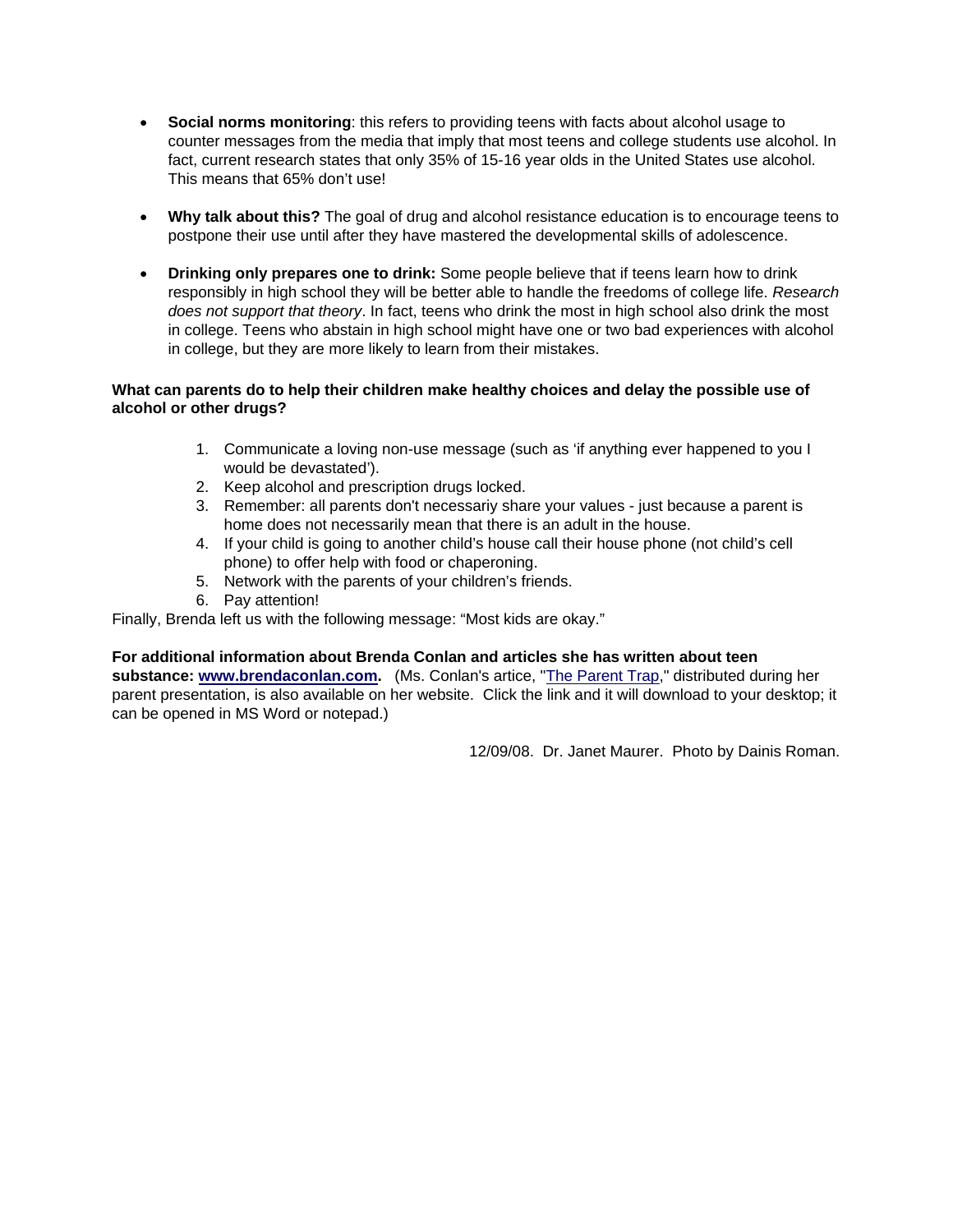- **Social norms monitoring**: this refers to providing teens with facts about alcohol usage to counter messages from the media that imply that most teens and college students use alcohol. In fact, current research states that only 35% of 15-16 year olds in the United States use alcohol. This means that 65% don't use!

- **Why talk about this?** The goal of drug and alcohol resistance education is to encourage teens to postpone their use until after they have mastered the developmental skills of adolescence.

- **Drinking only prepares one to drink:** Some people believe that if teens learn how to drink responsibly in high school they will be better able to handle the freedoms of college life. *Research does not support that theory*. In fact, teens who drink the most in high school also drink the most in college. Teens who abstain in high school might have one or two bad experiences with alcohol in college, but they are more likely to learn from their mistakes.

**What can parents do to help their children make healthy choices and delay the possible use of alcohol or other drugs?**

1. Communicate a loving non-use message (such as 'if anything ever happened to you I would be devastated').
2. Keep alcohol and prescription drugs locked.
3. Remember: all parents don't necessariy share your values - just because a parent is home does not necessarily mean that there is an adult in the house.
4. If your child is going to another child's house call their house phone (not child's cell phone) to offer help with food or chaperoning.
5. Network with the parents of your children's friends.
6. Pay attention!

Finally, Brenda left us with the following message: "Most kids are okay."

**For additional information about Brenda Conlan and articles she has written about teen substance: www.brendaconlan.com.** (Ms. Conlan's artice, "The Parent Trap," distributed during her parent presentation, is also available on her website. Click the link and it will download to your desktop; it can be opened in MS Word or notepad.)

12/09/08. Dr. Janet Maurer. Photo by Dainis Roman.